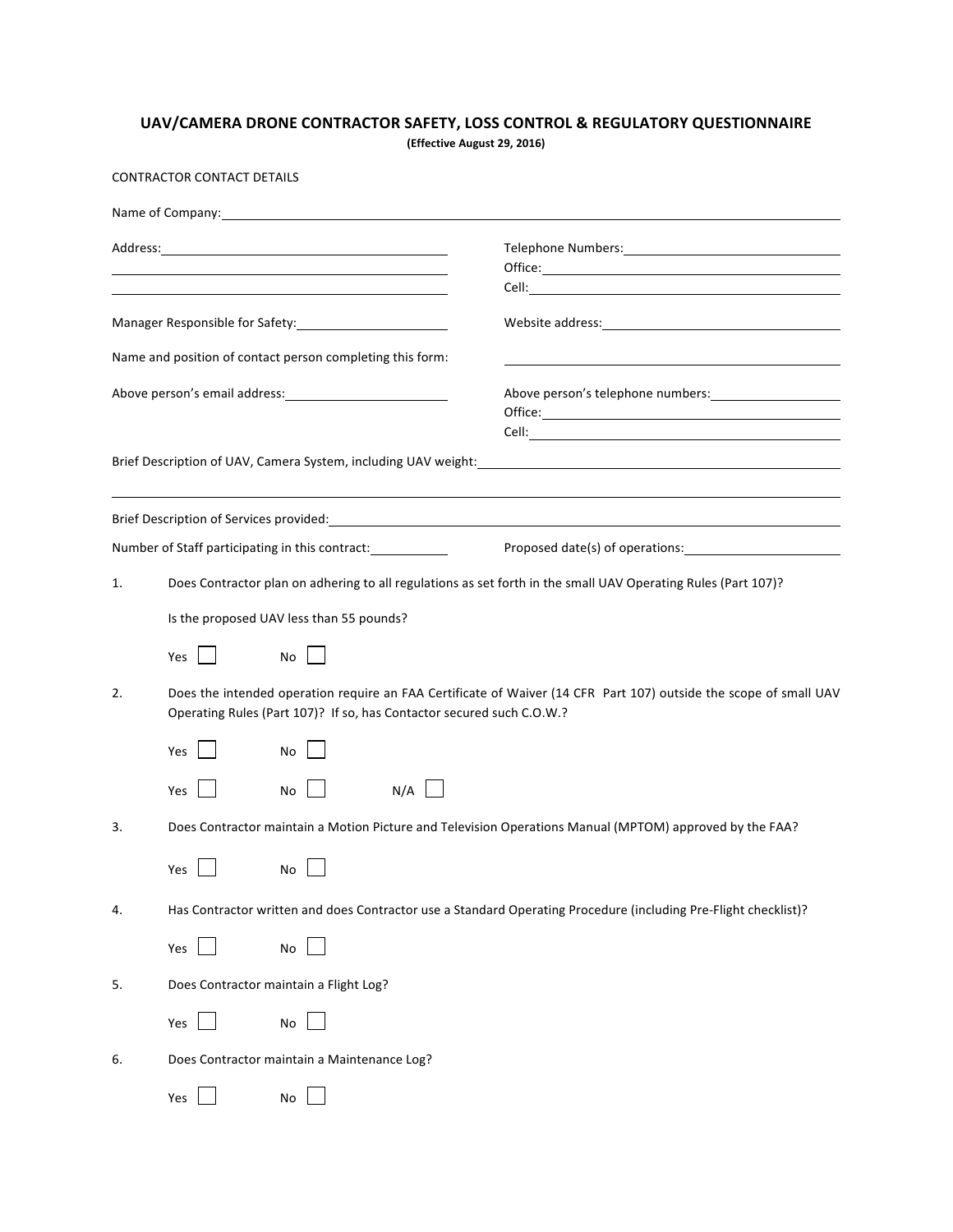## UAV/CAMERA DRONE CONTRACTOR SAFETY, LOSS CONTROL & REGULATORY QUESTIONNAIRE

**(Effective August 29, 2016)**

CONTRACTOR CONTACT DETAILS

Name of Company: ______________________________

Address: ______________________________

______________________________

______________________________

Telephone Numbers: ______________________________

Office: ______________________________

Cell: ______________________________

Manager Responsible for Safety: ______________________________

Website address: ______________________________

Name and position of contact person completing this form: ______________________________

Above person's email address: ______________________________

Above person's telephone numbers: ______________________________

Office: ______________________________

Cell: ______________________________

Brief Description of UAV, Camera System, including UAV weight: ______________________________

______________________________

Brief Description of Services provided: ______________________________

Number of Staff participating in this contract: ____________

Proposed date(s) of operations: ______________________________

1. Does Contractor plan on adhering to all regulations as set forth in the small UAV Operating Rules (Part 107)?

   Is the proposed UAV less than 55 pounds?

   Yes ☐ No ☐

2. Does the intended operation require an FAA Certificate of Waiver (14 CFR Part 107) outside the scope of small UAV Operating Rules (Part 107)? If so, has Contactor secured such C.O.W.?

   Yes ☐ No ☐

   Yes ☐ No ☐ N/A ☐

3. Does Contractor maintain a Motion Picture and Television Operations Manual (MPTOM) approved by the FAA?

   Yes ☐ No ☐

4. Has Contractor written and does Contractor use a Standard Operating Procedure (including Pre-Flight checklist)?

   Yes ☐ No ☐

5. Does Contractor maintain a Flight Log?

   Yes ☐ No ☐

6. Does Contractor maintain a Maintenance Log?

   Yes ☐ No ☐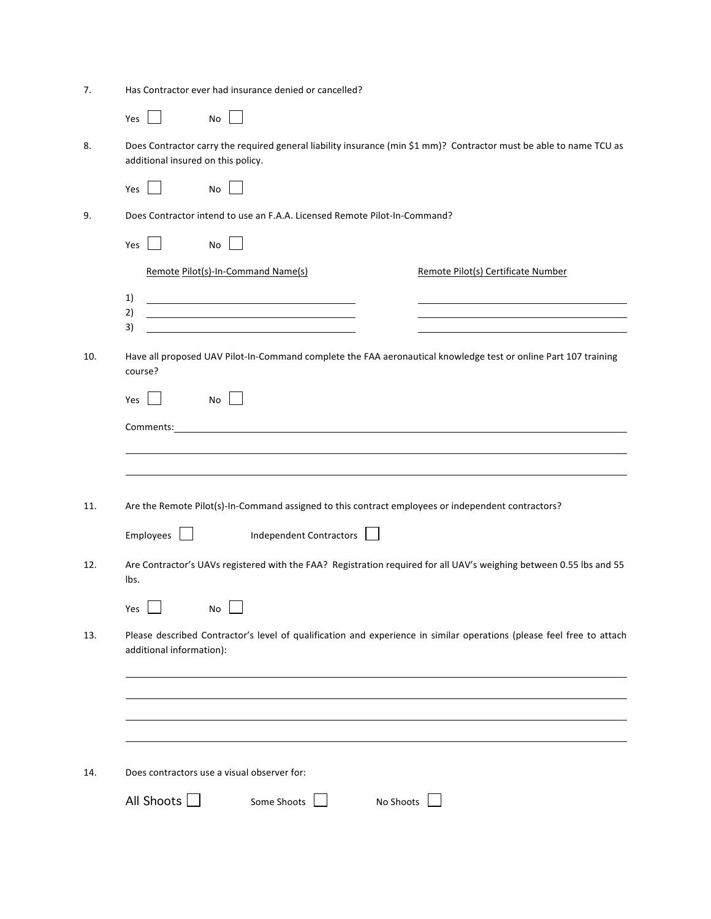7. Has Contractor ever had insurance denied or cancelled?

   Yes ☐ No ☐

8. Does Contractor carry the required general liability insurance (min $1 mm)? Contractor must be able to name TCU as additional insured on this policy.

   Yes ☐ No ☐

9. Does Contractor intend to use an F.A.A. Licensed Remote Pilot-In-Command?

   Yes ☐ No ☐

| Remote Pilot(s)-In-Command Name(s) | Remote Pilot(s) Certificate Number |
|---|---|
| 1) ______________________________ | ______________________________ |
| 2) ______________________________ | ______________________________ |
| 3) ______________________________ | ______________________________ |

10. Have all proposed UAV Pilot-In-Command complete the FAA aeronautical knowledge test or online Part 107 training course?

    Yes ☐ No ☐

    Comments: ______________________________________________________________

    ________________________________________________________________________

    ________________________________________________________________________

11. Are the Remote Pilot(s)-In-Command assigned to this contract employees or independent contractors?

    Employees ☐ Independent Contractors ☐

12. Are Contractor's UAVs registered with the FAA? Registration required for all UAV's weighing between 0.55 lbs and 55 lbs.

    Yes ☐ No ☐

13. Please described Contractor's level of qualification and experience in similar operations (please feel free to attach additional information):

    ________________________________________________________________________

    ________________________________________________________________________

    ________________________________________________________________________

    ________________________________________________________________________

14. Does contractors use a visual observer for:

    All Shoots ☐ Some Shoots ☐ No Shoots ☐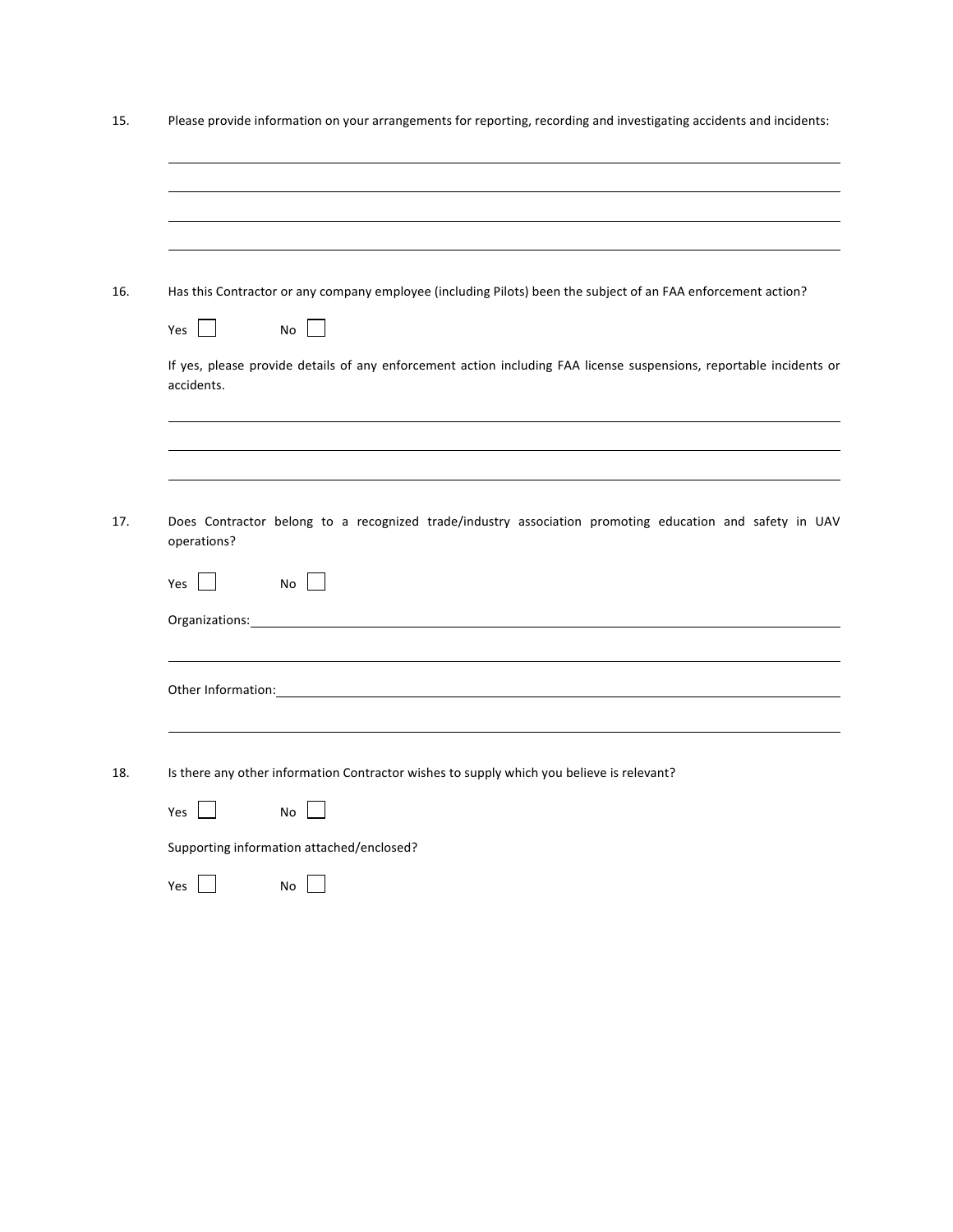15. Please provide information on your arrangements for reporting, recording and investigating accidents and incidents:

\_\_\_\_\_\_\_\_\_\_\_\_\_\_\_\_\_\_\_\_\_\_\_\_\_\_\_\_\_\_\_\_\_\_\_\_\_\_\_\_\_\_\_\_\_\_\_\_\_\_\_\_\_\_\_\_\_\_\_\_\_\_\_\_\_\_\_\_\_\_\_\_\_\_\_\_\_\_

\_\_\_\_\_\_\_\_\_\_\_\_\_\_\_\_\_\_\_\_\_\_\_\_\_\_\_\_\_\_\_\_\_\_\_\_\_\_\_\_\_\_\_\_\_\_\_\_\_\_\_\_\_\_\_\_\_\_\_\_\_\_\_\_\_\_\_\_\_\_\_\_\_\_\_\_\_\_

\_\_\_\_\_\_\_\_\_\_\_\_\_\_\_\_\_\_\_\_\_\_\_\_\_\_\_\_\_\_\_\_\_\_\_\_\_\_\_\_\_\_\_\_\_\_\_\_\_\_\_\_\_\_\_\_\_\_\_\_\_\_\_\_\_\_\_\_\_\_\_\_\_\_\_\_\_\_

\_\_\_\_\_\_\_\_\_\_\_\_\_\_\_\_\_\_\_\_\_\_\_\_\_\_\_\_\_\_\_\_\_\_\_\_\_\_\_\_\_\_\_\_\_\_\_\_\_\_\_\_\_\_\_\_\_\_\_\_\_\_\_\_\_\_\_\_\_\_\_\_\_\_\_\_\_\_

16. Has this Contractor or any company employee (including Pilots) been the subject of an FAA enforcement action?

Yes ☐ No ☐

If yes, please provide details of any enforcement action including FAA license suspensions, reportable incidents or accidents.

\_\_\_\_\_\_\_\_\_\_\_\_\_\_\_\_\_\_\_\_\_\_\_\_\_\_\_\_\_\_\_\_\_\_\_\_\_\_\_\_\_\_\_\_\_\_\_\_\_\_\_\_\_\_\_\_\_\_\_\_\_\_\_\_\_\_\_\_\_\_\_\_\_\_\_\_\_\_

\_\_\_\_\_\_\_\_\_\_\_\_\_\_\_\_\_\_\_\_\_\_\_\_\_\_\_\_\_\_\_\_\_\_\_\_\_\_\_\_\_\_\_\_\_\_\_\_\_\_\_\_\_\_\_\_\_\_\_\_\_\_\_\_\_\_\_\_\_\_\_\_\_\_\_\_\_\_

\_\_\_\_\_\_\_\_\_\_\_\_\_\_\_\_\_\_\_\_\_\_\_\_\_\_\_\_\_\_\_\_\_\_\_\_\_\_\_\_\_\_\_\_\_\_\_\_\_\_\_\_\_\_\_\_\_\_\_\_\_\_\_\_\_\_\_\_\_\_\_\_\_\_\_\_\_\_

17. Does Contractor belong to a recognized trade/industry association promoting education and safety in UAV operations?

Yes ☐ No ☐

Organizations: \_\_\_\_\_\_\_\_\_\_\_\_\_\_\_\_\_\_\_\_\_\_\_\_\_\_\_\_\_\_\_\_\_\_\_\_\_\_\_\_\_\_\_\_\_\_\_\_\_\_\_\_\_\_\_\_\_\_\_\_\_\_\_\_\_\_\_\_

\_\_\_\_\_\_\_\_\_\_\_\_\_\_\_\_\_\_\_\_\_\_\_\_\_\_\_\_\_\_\_\_\_\_\_\_\_\_\_\_\_\_\_\_\_\_\_\_\_\_\_\_\_\_\_\_\_\_\_\_\_\_\_\_\_\_\_\_\_\_\_\_\_\_\_\_\_\_

Other Information: \_\_\_\_\_\_\_\_\_\_\_\_\_\_\_\_\_\_\_\_\_\_\_\_\_\_\_\_\_\_\_\_\_\_\_\_\_\_\_\_\_\_\_\_\_\_\_\_\_\_\_\_\_\_\_\_\_\_\_\_\_\_\_\_

\_\_\_\_\_\_\_\_\_\_\_\_\_\_\_\_\_\_\_\_\_\_\_\_\_\_\_\_\_\_\_\_\_\_\_\_\_\_\_\_\_\_\_\_\_\_\_\_\_\_\_\_\_\_\_\_\_\_\_\_\_\_\_\_\_\_\_\_\_\_\_\_\_\_\_\_\_\_

18. Is there any other information Contractor wishes to supply which you believe is relevant?

Yes ☐ No ☐

Supporting information attached/enclosed?

Yes ☐ No ☐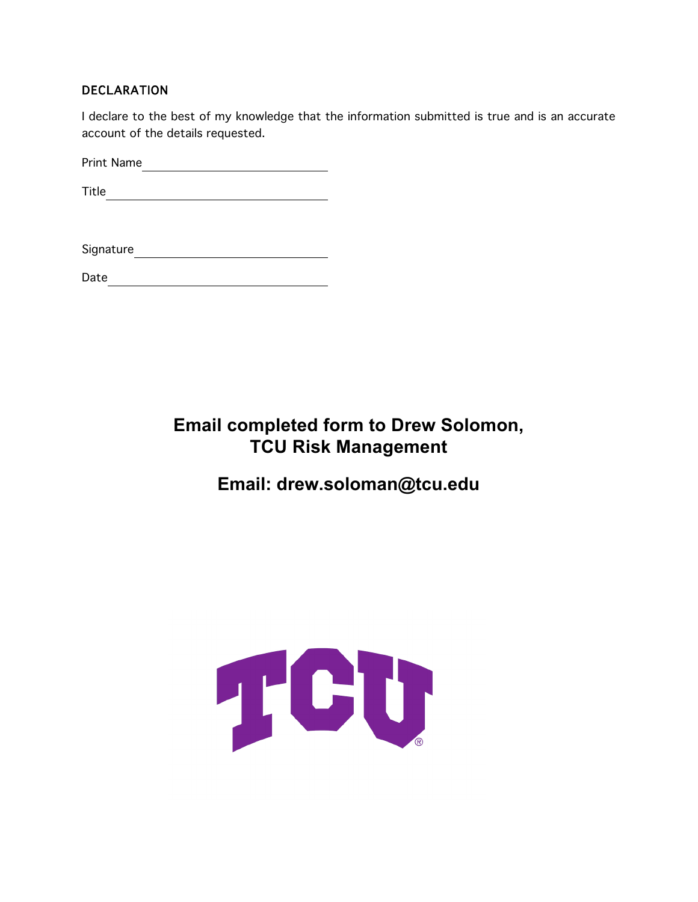## DECLARATION

I declare to the best of my knowledge that the information submitted is true and is an accurate account of the details requested.

Print Name \_\_\_\_\_\_\_\_\_\_\_\_\_\_\_\_\_\_\_\_\_\_\_\_\_\_\_\_

Title \_\_\_\_\_\_\_\_\_\_\_\_\_\_\_\_\_\_\_\_\_\_\_\_\_\_\_\_

Signature \_\_\_\_\_\_\_\_\_\_\_\_\_\_\_\_\_\_\_\_\_\_\_\_\_\_\_\_

Date \_\_\_\_\_\_\_\_\_\_\_\_\_\_\_\_\_\_\_\_\_\_\_\_\_\_\_\_

**Email completed form to Drew Solomon, TCU Risk Management**

**Email: drew.soloman@tcu.edu**

TCU®